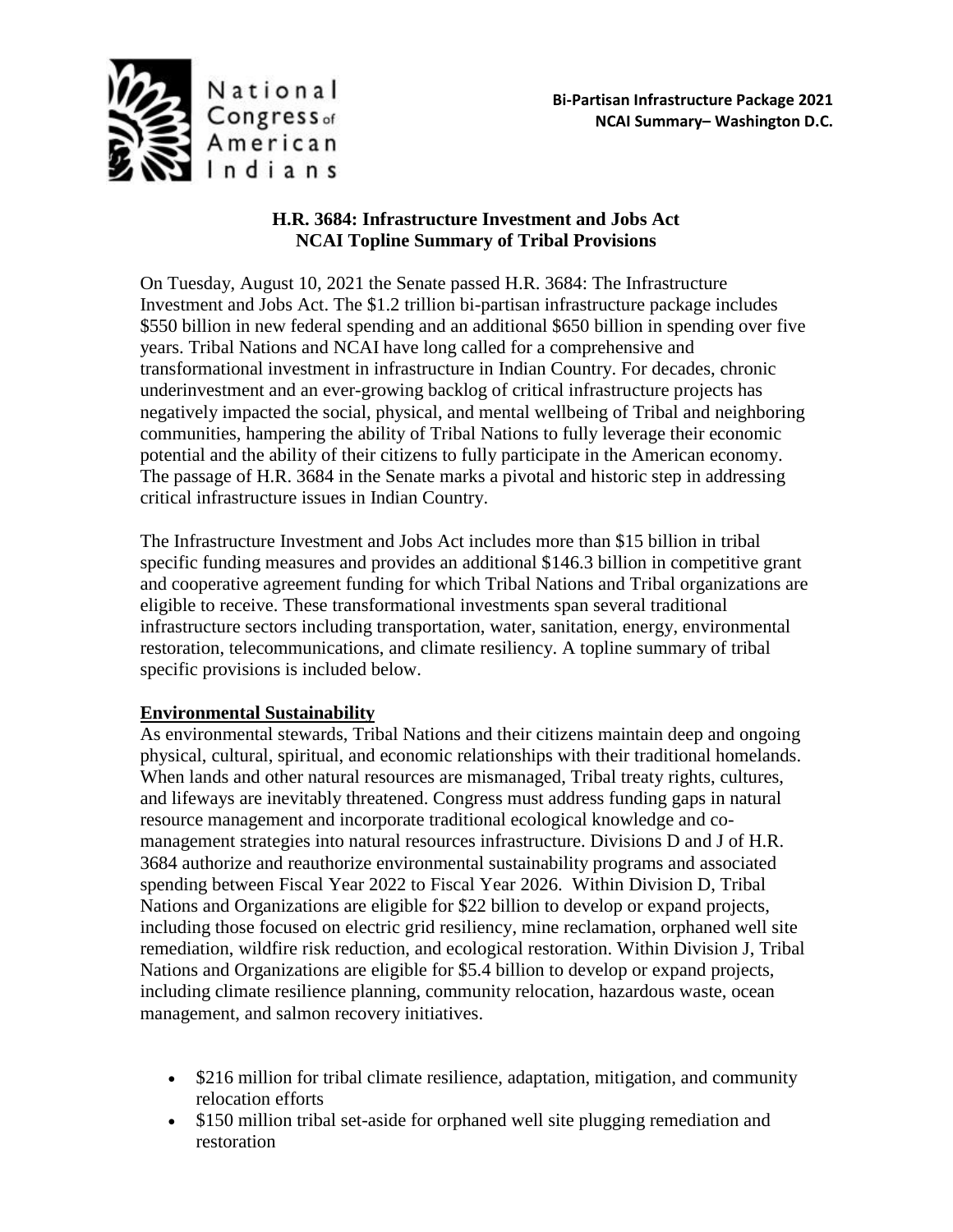National Congress of American Indians

**Bi-Partisan Infrastructure Package 2021**
**NCAI Summary– Washington D.C.**

# H.R. 3684: Infrastructure Investment and Jobs Act
## NCAI Topline Summary of Tribal Provisions

On Tuesday, August 10, 2021 the Senate passed H.R. 3684: The Infrastructure Investment and Jobs Act. The $1.2 trillion bi-partisan infrastructure package includes $550 billion in new federal spending and an additional $650 billion in spending over five years. Tribal Nations and NCAI have long called for a comprehensive and transformational investment in infrastructure in Indian Country. For decades, chronic underinvestment and an ever-growing backlog of critical infrastructure projects has negatively impacted the social, physical, and mental wellbeing of Tribal and neighboring communities, hampering the ability of Tribal Nations to fully leverage their economic potential and the ability of their citizens to fully participate in the American economy. The passage of H.R. 3684 in the Senate marks a pivotal and historic step in addressing critical infrastructure issues in Indian Country.

The Infrastructure Investment and Jobs Act includes more than $15 billion in tribal specific funding measures and provides an additional $146.3 billion in competitive grant and cooperative agreement funding for which Tribal Nations and Tribal organizations are eligible to receive. These transformational investments span several traditional infrastructure sectors including transportation, water, sanitation, energy, environmental restoration, telecommunications, and climate resiliency. A topline summary of tribal specific provisions is included below.

### Environmental Sustainability

As environmental stewards, Tribal Nations and their citizens maintain deep and ongoing physical, cultural, spiritual, and economic relationships with their traditional homelands. When lands and other natural resources are mismanaged, Tribal treaty rights, cultures, and lifeways are inevitably threatened. Congress must address funding gaps in natural resource management and incorporate traditional ecological knowledge and co-management strategies into natural resources infrastructure. Divisions D and J of H.R. 3684 authorize and reauthorize environmental sustainability programs and associated spending between Fiscal Year 2022 to Fiscal Year 2026. Within Division D, Tribal Nations and Organizations are eligible for $22 billion to develop or expand projects, including those focused on electric grid resiliency, mine reclamation, orphaned well site remediation, wildfire risk reduction, and ecological restoration. Within Division J, Tribal Nations and Organizations are eligible for $5.4 billion to develop or expand projects, including climate resilience planning, community relocation, hazardous waste, ocean management, and salmon recovery initiatives.

- $216 million for tribal climate resilience, adaptation, mitigation, and community relocation efforts
- $150 million tribal set-aside for orphaned well site plugging remediation and restoration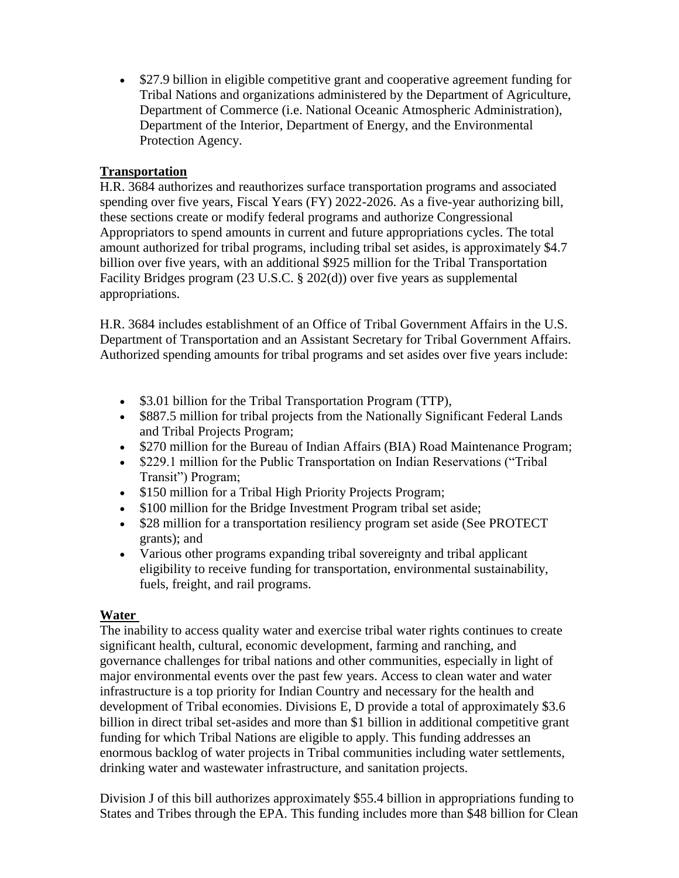- $27.9 billion in eligible competitive grant and cooperative agreement funding for Tribal Nations and organizations administered by the Department of Agriculture, Department of Commerce (i.e. National Oceanic Atmospheric Administration), Department of the Interior, Department of Energy, and the Environmental Protection Agency.

**Transportation**

H.R. 3684 authorizes and reauthorizes surface transportation programs and associated spending over five years, Fiscal Years (FY) 2022-2026. As a five-year authorizing bill, these sections create or modify federal programs and authorize Congressional Appropriators to spend amounts in current and future appropriations cycles. The total amount authorized for tribal programs, including tribal set asides, is approximately $4.7 billion over five years, with an additional $925 million for the Tribal Transportation Facility Bridges program (23 U.S.C. § 202(d)) over five years as supplemental appropriations.

H.R. 3684 includes establishment of an Office of Tribal Government Affairs in the U.S. Department of Transportation and an Assistant Secretary for Tribal Government Affairs. Authorized spending amounts for tribal programs and set asides over five years include:

- $3.01 billion for the Tribal Transportation Program (TTP),
- $887.5 million for tribal projects from the Nationally Significant Federal Lands and Tribal Projects Program;
- $270 million for the Bureau of Indian Affairs (BIA) Road Maintenance Program;
- $229.1 million for the Public Transportation on Indian Reservations ("Tribal Transit") Program;
- $150 million for a Tribal High Priority Projects Program;
- $100 million for the Bridge Investment Program tribal set aside;
- $28 million for a transportation resiliency program set aside (See PROTECT grants); and
- Various other programs expanding tribal sovereignty and tribal applicant eligibility to receive funding for transportation, environmental sustainability, fuels, freight, and rail programs.

**Water**

The inability to access quality water and exercise tribal water rights continues to create significant health, cultural, economic development, farming and ranching, and governance challenges for tribal nations and other communities, especially in light of major environmental events over the past few years. Access to clean water and water infrastructure is a top priority for Indian Country and necessary for the health and development of Tribal economies. Divisions E, D provide a total of approximately $3.6 billion in direct tribal set-asides and more than $1 billion in additional competitive grant funding for which Tribal Nations are eligible to apply. This funding addresses an enormous backlog of water projects in Tribal communities including water settlements, drinking water and wastewater infrastructure, and sanitation projects.

Division J of this bill authorizes approximately $55.4 billion in appropriations funding to States and Tribes through the EPA. This funding includes more than $48 billion for Clean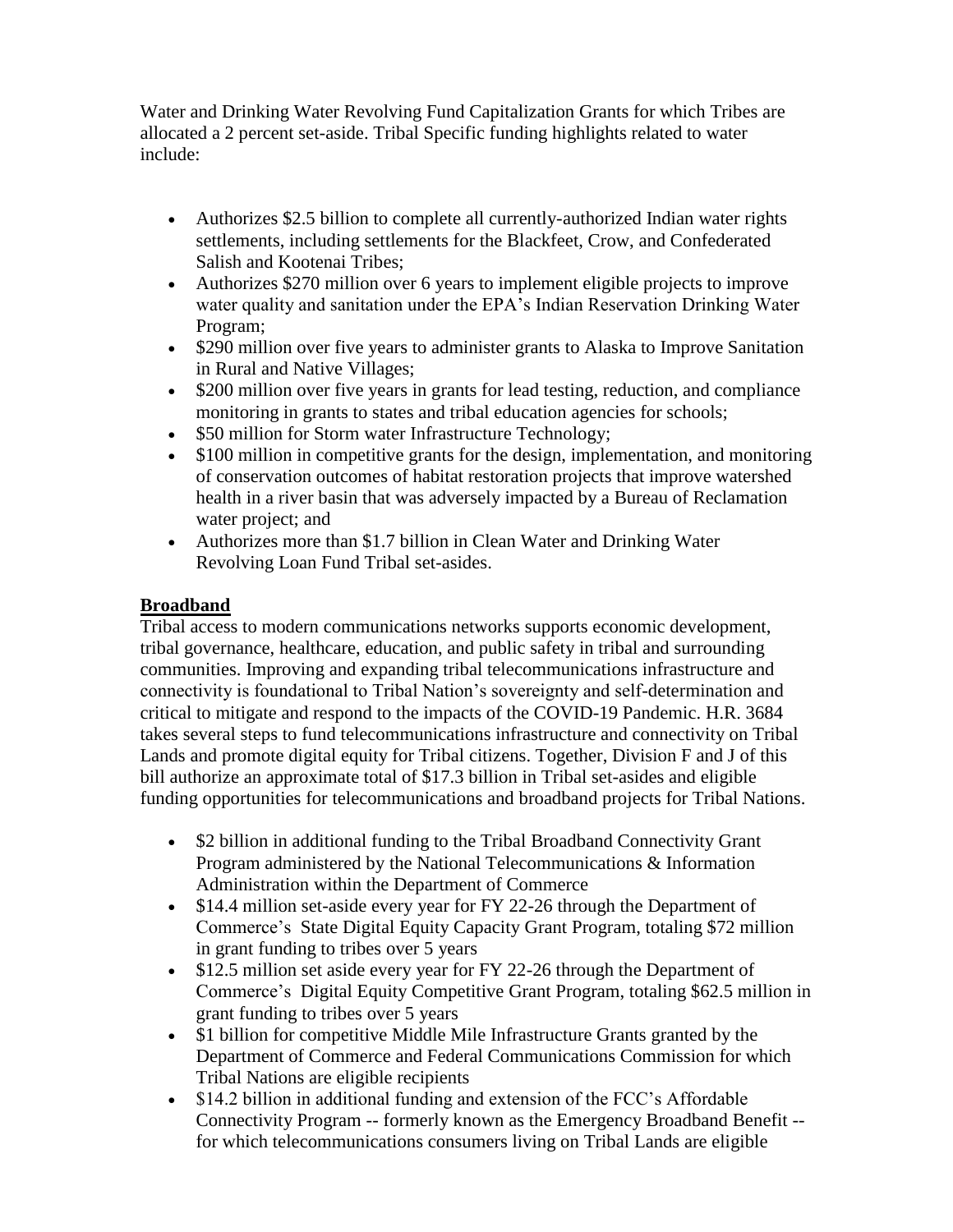Water and Drinking Water Revolving Fund Capitalization Grants for which Tribes are allocated a 2 percent set-aside. Tribal Specific funding highlights related to water include:

- Authorizes $2.5 billion to complete all currently-authorized Indian water rights settlements, including settlements for the Blackfeet, Crow, and Confederated Salish and Kootenai Tribes;
- Authorizes $270 million over 6 years to implement eligible projects to improve water quality and sanitation under the EPA's Indian Reservation Drinking Water Program;
- $290 million over five years to administer grants to Alaska to Improve Sanitation in Rural and Native Villages;
- $200 million over five years in grants for lead testing, reduction, and compliance monitoring in grants to states and tribal education agencies for schools;
- $50 million for Storm water Infrastructure Technology;
- $100 million in competitive grants for the design, implementation, and monitoring of conservation outcomes of habitat restoration projects that improve watershed health in a river basin that was adversely impacted by a Bureau of Reclamation water project; and
- Authorizes more than $1.7 billion in Clean Water and Drinking Water Revolving Loan Fund Tribal set-asides.

## Broadband

Tribal access to modern communications networks supports economic development, tribal governance, healthcare, education, and public safety in tribal and surrounding communities. Improving and expanding tribal telecommunications infrastructure and connectivity is foundational to Tribal Nation's sovereignty and self-determination and critical to mitigate and respond to the impacts of the COVID-19 Pandemic. H.R. 3684 takes several steps to fund telecommunications infrastructure and connectivity on Tribal Lands and promote digital equity for Tribal citizens. Together, Division F and J of this bill authorize an approximate total of $17.3 billion in Tribal set-asides and eligible funding opportunities for telecommunications and broadband projects for Tribal Nations.

- $2 billion in additional funding to the Tribal Broadband Connectivity Grant Program administered by the National Telecommunications & Information Administration within the Department of Commerce
- $14.4 million set-aside every year for FY 22-26 through the Department of Commerce's State Digital Equity Capacity Grant Program, totaling $72 million in grant funding to tribes over 5 years
- $12.5 million set aside every year for FY 22-26 through the Department of Commerce's Digital Equity Competitive Grant Program, totaling $62.5 million in grant funding to tribes over 5 years
- $1 billion for competitive Middle Mile Infrastructure Grants granted by the Department of Commerce and Federal Communications Commission for which Tribal Nations are eligible recipients
- $14.2 billion in additional funding and extension of the FCC's Affordable Connectivity Program -- formerly known as the Emergency Broadband Benefit -- for which telecommunications consumers living on Tribal Lands are eligible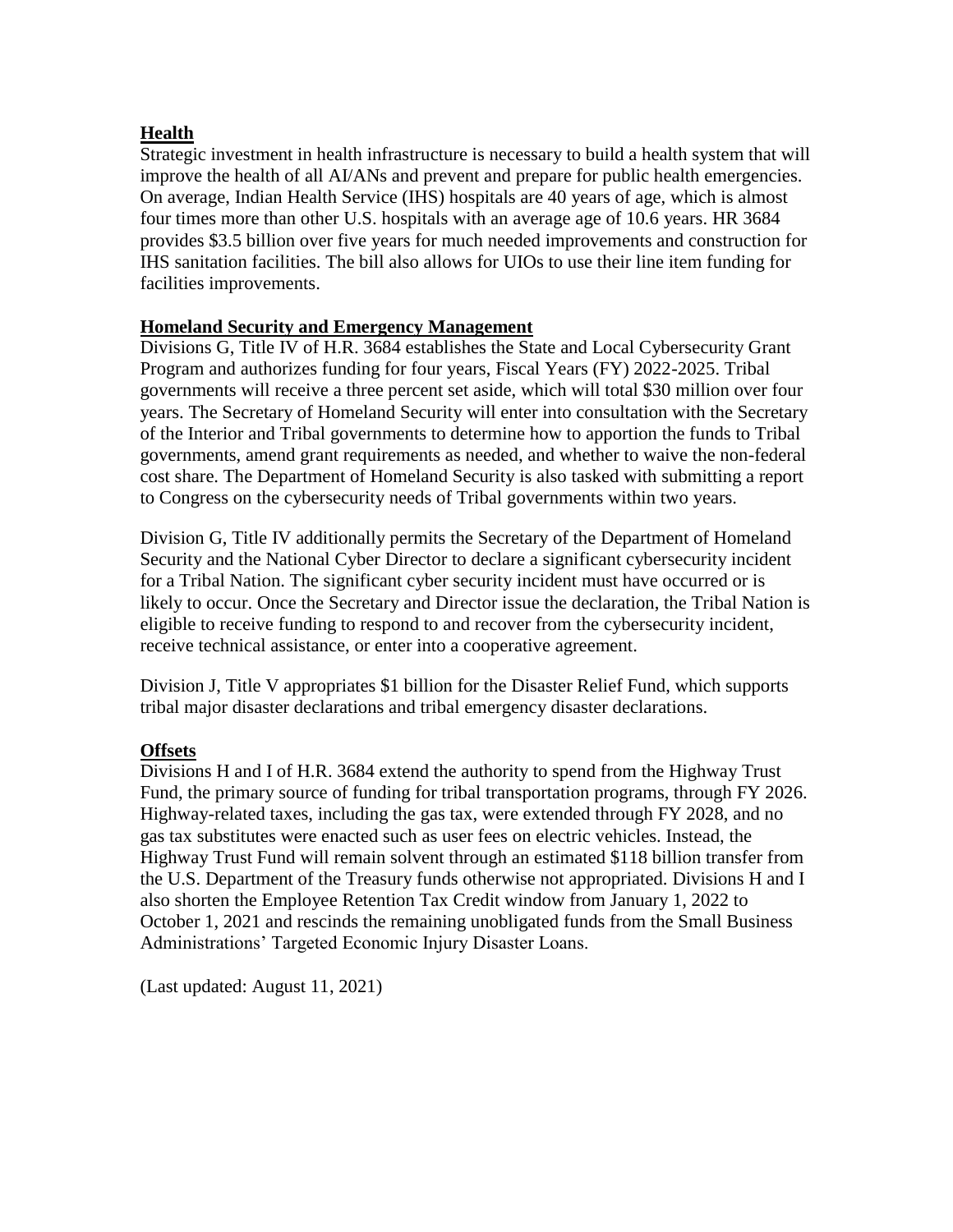**Health**

Strategic investment in health infrastructure is necessary to build a health system that will improve the health of all AI/ANs and prevent and prepare for public health emergencies. On average, Indian Health Service (IHS) hospitals are 40 years of age, which is almost four times more than other U.S. hospitals with an average age of 10.6 years. HR 3684 provides $3.5 billion over five years for much needed improvements and construction for IHS sanitation facilities. The bill also allows for UIOs to use their line item funding for facilities improvements.

**Homeland Security and Emergency Management**

Divisions G, Title IV of H.R. 3684 establishes the State and Local Cybersecurity Grant Program and authorizes funding for four years, Fiscal Years (FY) 2022-2025. Tribal governments will receive a three percent set aside, which will total $30 million over four years. The Secretary of Homeland Security will enter into consultation with the Secretary of the Interior and Tribal governments to determine how to apportion the funds to Tribal governments, amend grant requirements as needed, and whether to waive the non-federal cost share. The Department of Homeland Security is also tasked with submitting a report to Congress on the cybersecurity needs of Tribal governments within two years.

Division G, Title IV additionally permits the Secretary of the Department of Homeland Security and the National Cyber Director to declare a significant cybersecurity incident for a Tribal Nation. The significant cyber security incident must have occurred or is likely to occur. Once the Secretary and Director issue the declaration, the Tribal Nation is eligible to receive funding to respond to and recover from the cybersecurity incident, receive technical assistance, or enter into a cooperative agreement.

Division J, Title V appropriates $1 billion for the Disaster Relief Fund, which supports tribal major disaster declarations and tribal emergency disaster declarations.

**Offsets**

Divisions H and I of H.R. 3684 extend the authority to spend from the Highway Trust Fund, the primary source of funding for tribal transportation programs, through FY 2026. Highway-related taxes, including the gas tax, were extended through FY 2028, and no gas tax substitutes were enacted such as user fees on electric vehicles. Instead, the Highway Trust Fund will remain solvent through an estimated $118 billion transfer from the U.S. Department of the Treasury funds otherwise not appropriated. Divisions H and I also shorten the Employee Retention Tax Credit window from January 1, 2022 to October 1, 2021 and rescinds the remaining unobligated funds from the Small Business Administrations' Targeted Economic Injury Disaster Loans.

(Last updated: August 11, 2021)